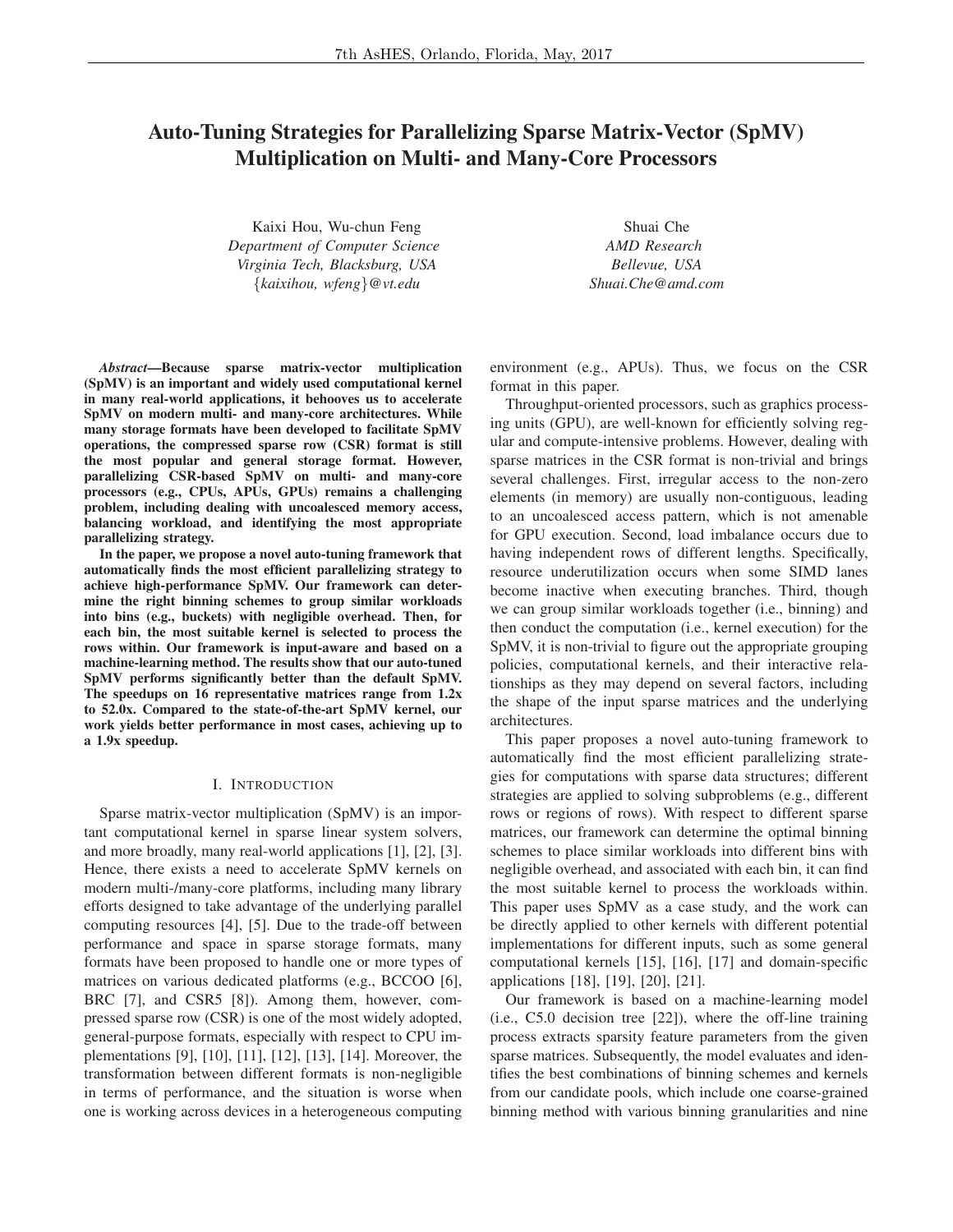# Auto-Tuning Strategies for Parallelizing Sparse Matrix-Vector (SpMV) Multiplication on Multi- and Many-Core Processors

Kaixi Hou, Wu-chun Feng
*Department of Computer Science*
*Virginia Tech, Blacksburg, USA*
{*kaixihou, wfeng*}*@vt.edu*

Shuai Che
*AMD Research*
*Bellevue, USA*
*Shuai.Che@amd.com*

***Abstract*—Because sparse matrix-vector multiplication (SpMV) is an important and widely used computational kernel in many real-world applications, it behooves us to accelerate SpMV on modern multi- and many-core architectures. While many storage formats have been developed to facilitate SpMV operations, the compressed sparse row (CSR) format is still the most popular and general storage format. However, parallelizing CSR-based SpMV on multi- and many-core processors (e.g., CPUs, APUs, GPUs) remains a challenging problem, including dealing with uncoalesced memory access, balancing workload, and identifying the most appropriate parallelizing strategy.**

**In the paper, we propose a novel auto-tuning framework that automatically finds the most efficient parallelizing strategy to achieve high-performance SpMV. Our framework can determine the right binning schemes to group similar workloads into bins (e.g., buckets) with negligible overhead. Then, for each bin, the most suitable kernel is selected to process the rows within. Our framework is input-aware and based on a machine-learning method. The results show that our auto-tuned SpMV performs significantly better than the default SpMV. The speedups on 16 representative matrices range from 1.2x to 52.0x. Compared to the state-of-the-art SpMV kernel, our work yields better performance in most cases, achieving up to a 1.9x speedup.**

## I. Introduction

Sparse matrix-vector multiplication (SpMV) is an important computational kernel in sparse linear system solvers, and more broadly, many real-world applications [1], [2], [3]. Hence, there exists a need to accelerate SpMV kernels on modern multi-/many-core platforms, including many library efforts designed to take advantage of the underlying parallel computing resources [4], [5]. Due to the trade-off between performance and space in sparse storage formats, many formats have been proposed to handle one or more types of matrices on various dedicated platforms (e.g., BCCOO [6], BRC [7], and CSR5 [8]). Among them, however, compressed sparse row (CSR) is one of the most widely adopted, general-purpose formats, especially with respect to CPU implementations [9], [10], [11], [12], [13], [14]. Moreover, the transformation between different formats is non-negligible in terms of performance, and the situation is worse when one is working across devices in a heterogeneous computing environment (e.g., APUs). Thus, we focus on the CSR format in this paper.

Throughput-oriented processors, such as graphics processing units (GPU), are well-known for efficiently solving regular and compute-intensive problems. However, dealing with sparse matrices in the CSR format is non-trivial and brings several challenges. First, irregular access to the non-zero elements (in memory) are usually non-contiguous, leading to an uncoalesced access pattern, which is not amenable for GPU execution. Second, load imbalance occurs due to having independent rows of different lengths. Specifically, resource underutilization occurs when some SIMD lanes become inactive when executing branches. Third, though we can group similar workloads together (i.e., binning) and then conduct the computation (i.e., kernel execution) for the SpMV, it is non-trivial to figure out the appropriate grouping policies, computational kernels, and their interactive relationships as they may depend on several factors, including the shape of the input sparse matrices and the underlying architectures.

This paper proposes a novel auto-tuning framework to automatically find the most efficient parallelizing strategies for computations with sparse data structures; different strategies are applied to solving subproblems (e.g., different rows or regions of rows). With respect to different sparse matrices, our framework can determine the optimal binning schemes to place similar workloads into different bins with negligible overhead, and associated with each bin, it can find the most suitable kernel to process the workloads within. This paper uses SpMV as a case study, and the work can be directly applied to other kernels with different potential implementations for different inputs, such as some general computational kernels [15], [16], [17] and domain-specific applications [18], [19], [20], [21].

Our framework is based on a machine-learning model (i.e., C5.0 decision tree [22]), where the off-line training process extracts sparsity feature parameters from the given sparse matrices. Subsequently, the model evaluates and identifies the best combinations of binning schemes and kernels from our candidate pools, which include one coarse-grained binning method with various binning granularities and nine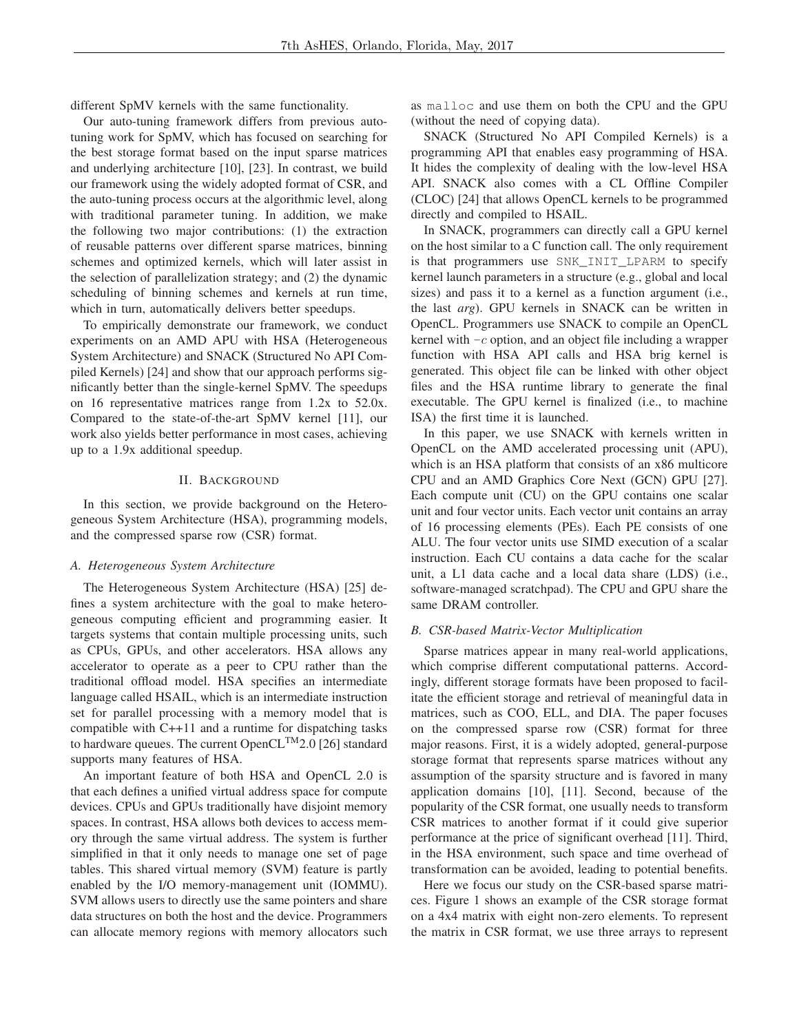different SpMV kernels with the same functionality.

Our auto-tuning framework differs from previous auto-tuning work for SpMV, which has focused on searching for the best storage format based on the input sparse matrices and underlying architecture [10], [23]. In contrast, we build our framework using the widely adopted format of CSR, and the auto-tuning process occurs at the algorithmic level, along with traditional parameter tuning. In addition, we make the following two major contributions: (1) the extraction of reusable patterns over different sparse matrices, binning schemes and optimized kernels, which will later assist in the selection of parallelization strategy; and (2) the dynamic scheduling of binning schemes and kernels at run time, which in turn, automatically delivers better speedups.

To empirically demonstrate our framework, we conduct experiments on an AMD APU with HSA (Heterogeneous System Architecture) and SNACK (Structured No API Compiled Kernels) [24] and show that our approach performs significantly better than the single-kernel SpMV. The speedups on 16 representative matrices range from 1.2x to 52.0x. Compared to the state-of-the-art SpMV kernel [11], our work also yields better performance in most cases, achieving up to a 1.9x additional speedup.

## II. Background

In this section, we provide background on the Heterogeneous System Architecture (HSA), programming models, and the compressed sparse row (CSR) format.

### *A. Heterogeneous System Architecture*

The Heterogeneous System Architecture (HSA) [25] defines a system architecture with the goal to make heterogeneous computing efficient and programming easier. It targets systems that contain multiple processing units, such as CPUs, GPUs, and other accelerators. HSA allows any accelerator to operate as a peer to CPU rather than the traditional offload model. HSA specifies an intermediate language called HSAIL, which is an intermediate instruction set for parallel processing with a memory model that is compatible with C++11 and a runtime for dispatching tasks to hardware queues. The current OpenCL™2.0 [26] standard supports many features of HSA.

An important feature of both HSA and OpenCL 2.0 is that each defines a unified virtual address space for compute devices. CPUs and GPUs traditionally have disjoint memory spaces. In contrast, HSA allows both devices to access memory through the same virtual address. The system is further simplified in that it only needs to manage one set of page tables. This shared virtual memory (SVM) feature is partly enabled by the I/O memory-management unit (IOMMU). SVM allows users to directly use the same pointers and share data structures on both the host and the device. Programmers can allocate memory regions with memory allocators such as `malloc` and use them on both the CPU and the GPU (without the need of copying data).

SNACK (Structured No API Compiled Kernels) is a programming API that enables easy programming of HSA. It hides the complexity of dealing with the low-level HSA API. SNACK also comes with a CL Offline Compiler (CLOC) [24] that allows OpenCL kernels to be programmed directly and compiled to HSAIL.

In SNACK, programmers can directly call a GPU kernel on the host similar to a C function call. The only requirement is that programmers use `SNK_INIT_LPARM` to specify kernel launch parameters in a structure (e.g., global and local sizes) and pass it to a kernel as a function argument (i.e., the last *arg*). GPU kernels in SNACK can be written in OpenCL. Programmers use SNACK to compile an OpenCL kernel with $-c$ option, and an object file including a wrapper function with HSA API calls and HSA brig kernel is generated. This object file can be linked with other object files and the HSA runtime library to generate the final executable. The GPU kernel is finalized (i.e., to machine ISA) the first time it is launched.

In this paper, we use SNACK with kernels written in OpenCL on the AMD accelerated processing unit (APU), which is an HSA platform that consists of an x86 multicore CPU and an AMD Graphics Core Next (GCN) GPU [27]. Each compute unit (CU) on the GPU contains one scalar unit and four vector units. Each vector unit contains an array of 16 processing elements (PEs). Each PE consists of one ALU. The four vector units use SIMD execution of a scalar instruction. Each CU contains a data cache for the scalar unit, a L1 data cache and a local data share (LDS) (i.e., software-managed scratchpad). The CPU and GPU share the same DRAM controller.

### *B. CSR-based Matrix-Vector Multiplication*

Sparse matrices appear in many real-world applications, which comprise different computational patterns. Accordingly, different storage formats have been proposed to facilitate the efficient storage and retrieval of meaningful data in matrices, such as COO, ELL, and DIA. The paper focuses on the compressed sparse row (CSR) format for three major reasons. First, it is a widely adopted, general-purpose storage format that represents sparse matrices without any assumption of the sparsity structure and is favored in many application domains [10], [11]. Second, because of the popularity of the CSR format, one usually needs to transform CSR matrices to another format if it could give superior performance at the price of significant overhead [11]. Third, in the HSA environment, such space and time overhead of transformation can be avoided, leading to potential benefits.

Here we focus our study on the CSR-based sparse matrices. Figure 1 shows an example of the CSR storage format on a 4x4 matrix with eight non-zero elements. To represent the matrix in CSR format, we use three arrays to represent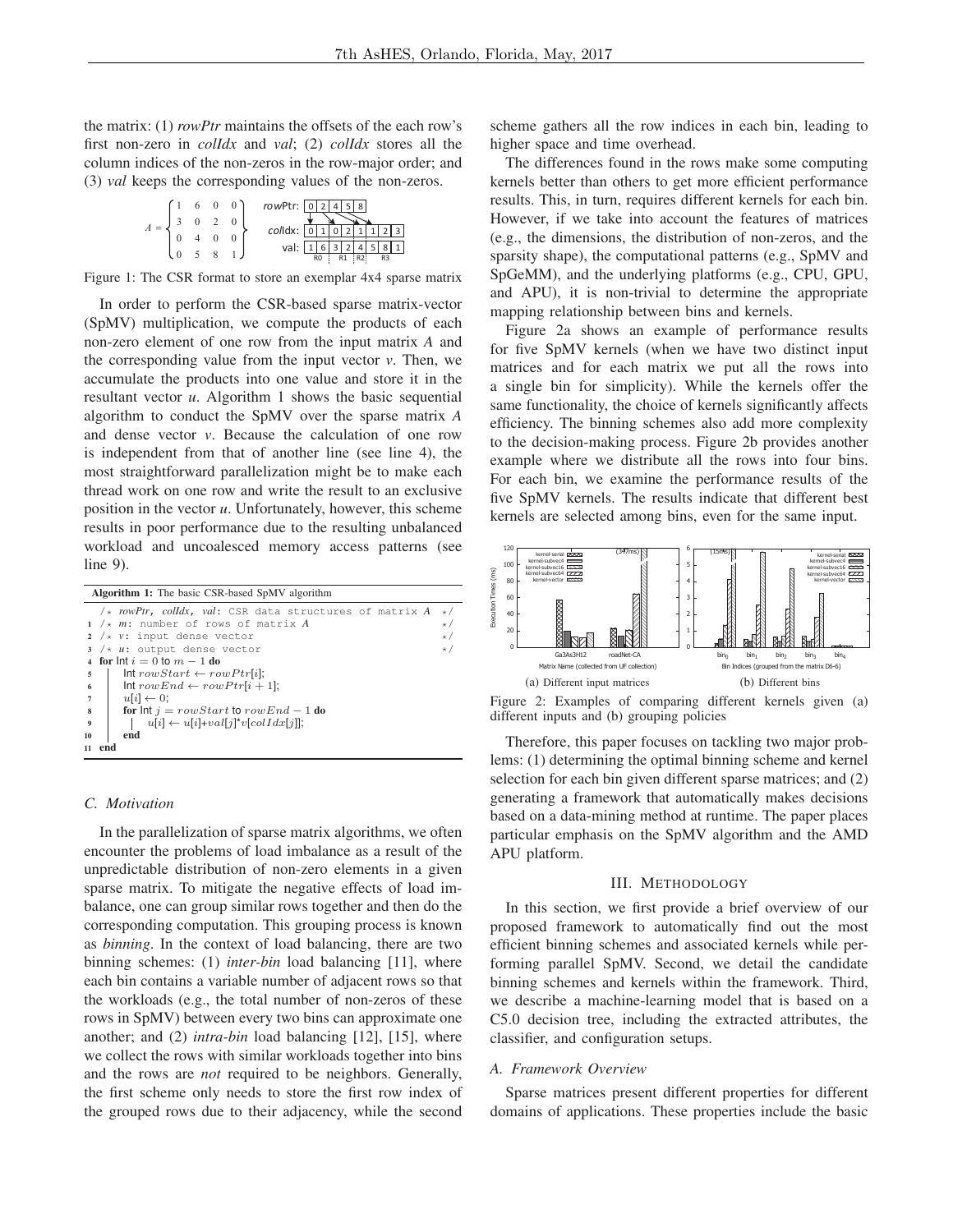the matrix: (1) *rowPtr* maintains the offsets of the each row's first non-zero in *colIdx* and *val*; (2) *colIdx* stores all the column indices of the non-zeros in the row-major order; and (3) *val* keeps the corresponding values of the non-zeros.

$$A = \begin{Bmatrix} 1 & 6 & 0 & 0 \\ 3 & 0 & 2 & 0 \\ 0 & 4 & 0 & 0 \\ 0 & 5 & 8 & 1 \end{Bmatrix}$$

rowPtr: 0 2 4 5 8

colIdx: 0 1 0 2 1 1 2 3

val: 1 6 3 2 4 5 8 1 (R0 | R1 | R2 | R3)

Figure 1: The CSR format to store an exemplar 4x4 sparse matrix

In order to perform the CSR-based sparse matrix-vector (SpMV) multiplication, we compute the products of each non-zero element of one row from the input matrix *A* and the corresponding value from the input vector *v*. Then, we accumulate the products into one value and store it in the resultant vector *u*. Algorithm 1 shows the basic sequential algorithm to conduct the SpMV over the sparse matrix *A* and dense vector *v*. Because the calculation of one row is independent from that of another line (see line 4), the most straightforward parallelization might be to make each thread work on one row and write the result to an exclusive position in the vector *u*. Unfortunately, however, this scheme results in poor performance due to the resulting unbalanced workload and uncoalesced memory access patterns (see line 9).

**Algorithm 1:** The basic CSR-based SpMV algorithm

```
   /* rowPtr, colIdx, val: CSR data structures of matrix A  */
 1 /* m: number of rows of matrix A                          */
 2 /* v: input dense vector                                  */
 3 /* u: output dense vector                                 */
 4 for Int i = 0 to m − 1 do
 5 |   Int rowStart ← rowPtr[i];
 6 |   Int rowEnd ← rowPtr[i + 1];
 7 |   u[i] ← 0;
 8 |   for Int j = rowStart to rowEnd − 1 do
 9 |   |   u[i] ← u[i]+val[j]*v[colIdx[j]];
10 |   end
11 end
```

### C. Motivation

In the parallelization of sparse matrix algorithms, we often encounter the problems of load imbalance as a result of the unpredictable distribution of non-zero elements in a given sparse matrix. To mitigate the negative effects of load imbalance, one can group similar rows together and then do the corresponding computation. This grouping process is known as *binning*. In the context of load balancing, there are two binning schemes: (1) *inter-bin* load balancing [11], where each bin contains a variable number of adjacent rows so that the workloads (e.g., the total number of non-zeros of these rows in SpMV) between every two bins can approximate one another; and (2) *intra-bin* load balancing [12], [15], where we collect the rows with similar workloads together into bins and the rows are *not* required to be neighbors. Generally, the first scheme only needs to store the first row index of the grouped rows due to their adjacency, while the second scheme gathers all the row indices in each bin, leading to higher space and time overhead.

The differences found in the rows make some computing kernels better than others to get more efficient performance results. This, in turn, requires different kernels for each bin. However, if we take into account the features of matrices (e.g., the dimensions, the distribution of non-zeros, and the sparsity shape), the computational patterns (e.g., SpMV and SpGeMM), and the underlying platforms (e.g., CPU, GPU, and APU), it is non-trivial to determine the appropriate mapping relationship between bins and kernels.

Figure 2a shows an example of performance results for five SpMV kernels (when we have two distinct input matrices and for each matrix we put all the rows into a single bin for simplicity). While the kernels offer the same functionality, the choice of kernels significantly affects efficiency. The binning schemes also add more complexity to the decision-making process. Figure 2b provides another example where we distribute all the rows into four bins. For each bin, we examine the performance results of the five SpMV kernels. The results indicate that different best kernels are selected among bins, even for the same input.

(a) Different input matrices (b) Different bins

Figure 2: Examples of comparing different kernels given (a) different inputs and (b) grouping policies

Therefore, this paper focuses on tackling two major problems: (1) determining the optimal binning scheme and kernel selection for each bin given different sparse matrices; and (2) generating a framework that automatically makes decisions based on a data-mining method at runtime. The paper places particular emphasis on the SpMV algorithm and the AMD APU platform.

## III. Methodology

In this section, we first provide a brief overview of our proposed framework to automatically find out the most efficient binning schemes and associated kernels while performing parallel SpMV. Second, we detail the candidate binning schemes and kernels within the framework. Third, we describe a machine-learning model that is based on a C5.0 decision tree, including the extracted attributes, the classifier, and configuration setups.

### A. Framework Overview

Sparse matrices present different properties for different domains of applications. These properties include the basic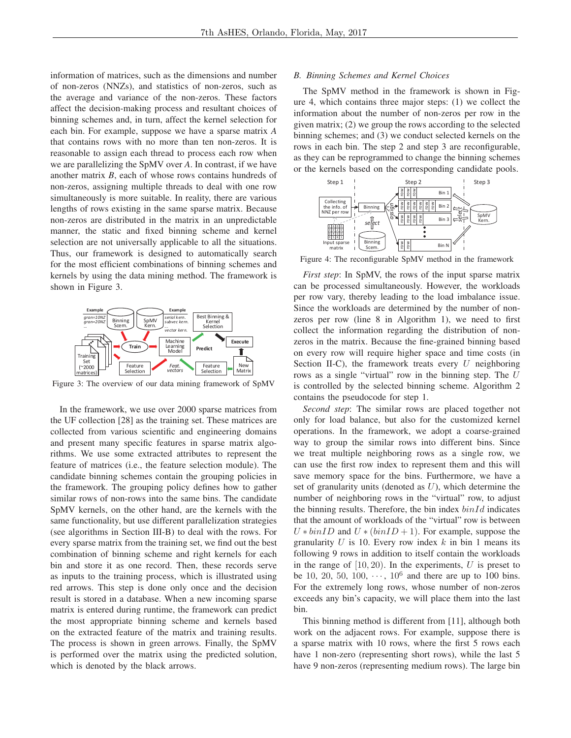information of matrices, such as the dimensions and number of non-zeros (NNZs), and statistics of non-zeros, such as the average and variance of the non-zeros. These factors affect the decision-making process and resultant choices of binning schemes and, in turn, affect the kernel selection for each bin. For example, suppose we have a sparse matrix *A* that contains rows with no more than ten non-zeros. It is reasonable to assign each thread to process each row when we are parallelizing the SpMV over *A*. In contrast, if we have another matrix *B*, each of whose rows contains hundreds of non-zeros, assigning multiple threads to deal with one row simultaneously is more suitable. In reality, there are various lengths of rows existing in the same sparse matrix. Because non-zeros are distributed in the matrix in an unpredictable manner, the static and fixed binning scheme and kernel selection are not universally applicable to all the situations. Thus, our framework is designed to automatically search for the most efficient combinations of binning schemes and kernels by using the data mining method. The framework is shown in Figure 3.

Figure 3: The overview of our data mining framework of SpMV

In the framework, we use over 2000 sparse matrices from the UF collection [28] as the training set. These matrices are collected from various scientific and engineering domains and present many specific features in sparse matrix algorithms. We use some extracted attributes to represent the feature of matrices (i.e., the feature selection module). The candidate binning schemes contain the grouping policies in the framework. The grouping policy defines how to gather similar rows of non-rows into the same bins. The candidate SpMV kernels, on the other hand, are the kernels with the same functionality, but use different parallelization strategies (see algorithms in Section III-B) to deal with the rows. For every sparse matrix from the training set, we find out the best combination of binning scheme and right kernels for each bin and store it as one record. Then, these records serve as inputs to the training process, which is illustrated using red arrows. This step is done only once and the decision result is stored in a database. When a new incoming sparse matrix is entered during runtime, the framework can predict the most appropriate binning scheme and kernels based on the extracted feature of the matrix and training results. The process is shown in green arrows. Finally, the SpMV is performed over the matrix using the predicted solution, which is denoted by the black arrows.

### *B. Binning Schemes and Kernel Choices*

The SpMV method in the framework is shown in Figure 4, which contains three major steps: (1) we collect the information about the number of non-zeros per row in the given matrix; (2) we group the rows according to the selected binning schemes; and (3) we conduct selected kernels on the rows in each bin. The step 2 and step 3 are reconfigurable, as they can be reprogrammed to change the binning schemes or the kernels based on the corresponding candidate pools.

Figure 4: The reconfigurable SpMV method in the framework

*First step*: In SpMV, the rows of the input sparse matrix can be processed simultaneously. However, the workloads per row vary, thereby leading to the load imbalance issue. Since the workloads are determined by the number of non-zeros per row (line 8 in Algorithm 1), we need to first collect the information regarding the distribution of non-zeros in the matrix. Because the fine-grained binning based on every row will require higher space and time costs (in Section II-C), the framework treats every $U$ neighboring rows as a single "virtual" row in the binning step. The $U$ is controlled by the selected binning scheme. Algorithm 2 contains the pseudocode for step 1.

*Second step*: The similar rows are placed together not only for load balance, but also for the customized kernel operations. In the framework, we adopt a coarse-grained way to group the similar rows into different bins. Since we treat multiple neighboring rows as a single row, we can use the first row index to represent them and this will save memory space for the bins. Furthermore, we have a set of granularity units (denoted as $U$), which determine the number of neighboring rows in the "virtual" row, to adjust the binning results. Therefore, the bin index $binId$ indicates that the amount of workloads of the "virtual" row is between $U * binID$ and $U * (binID + 1)$. For example, suppose the granularity $U$ is 10. Every row index $k$ in bin 1 means its following 9 rows in addition to itself contain the workloads in the range of $[10, 20)$. In the experiments, $U$ is preset to be 10, 20, 50, 100, $\cdots$, $10^6$ and there are up to 100 bins. For the extremely long rows, whose number of non-zeros exceeds any bin's capacity, we will place them into the last bin.

This binning method is different from [11], although both work on the adjacent rows. For example, suppose there is a sparse matrix with 10 rows, where the first 5 rows each have 1 non-zero (representing short rows), while the last 5 have 9 non-zeros (representing medium rows). The large bin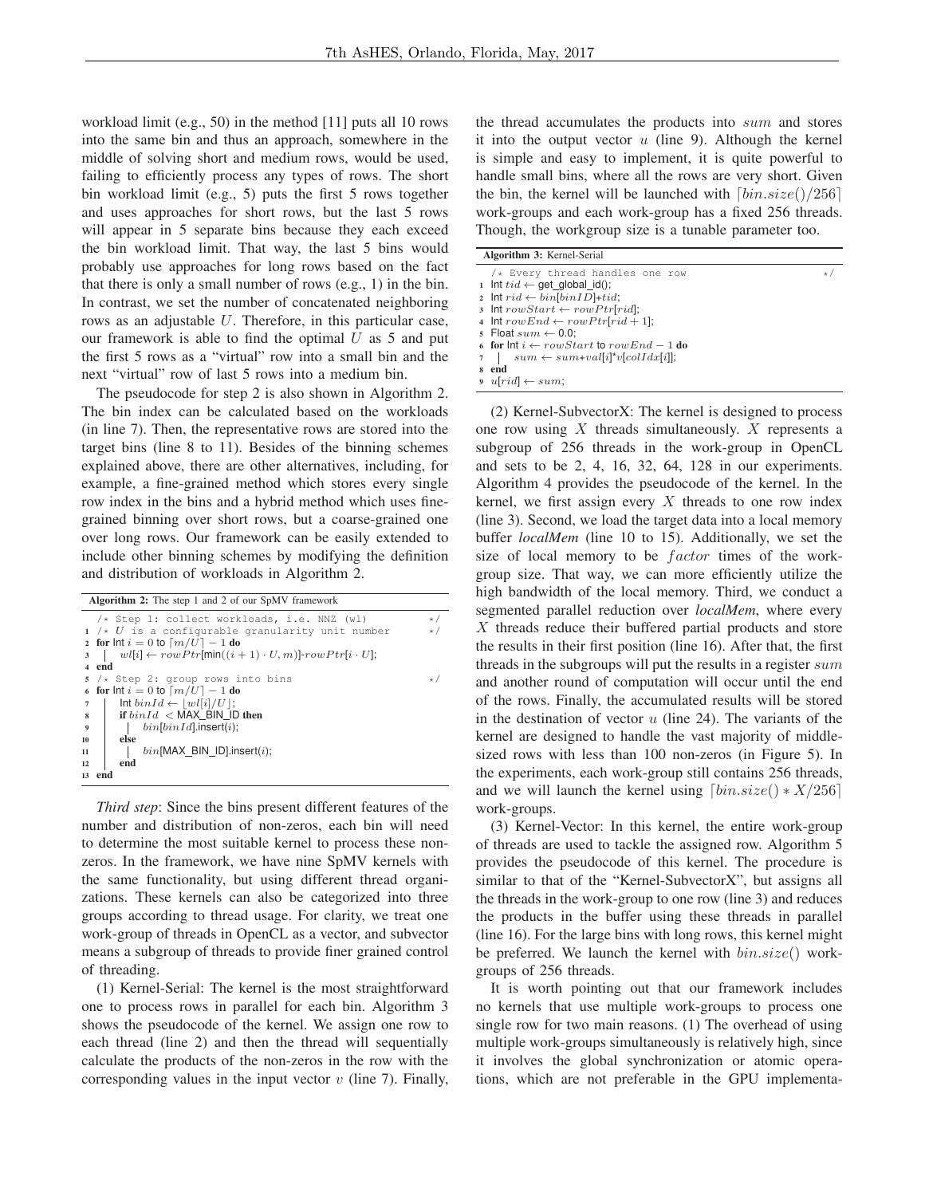workload limit (e.g., 50) in the method [11] puts all 10 rows into the same bin and thus an approach, somewhere in the middle of solving short and medium rows, would be used, failing to efficiently process any types of rows. The short bin workload limit (e.g., 5) puts the first 5 rows together and uses approaches for short rows, but the last 5 rows will appear in 5 separate bins because they each exceed the bin workload limit. That way, the last 5 bins would probably use approaches for long rows based on the fact that there is only a small number of rows (e.g., 1) in the bin. In contrast, we set the number of concatenated neighboring rows as an adjustable $U$. Therefore, in this particular case, our framework is able to find the optimal $U$ as 5 and put the first 5 rows as a "virtual" row into a small bin and the next "virtual" row of last 5 rows into a medium bin.

The pseudocode for step 2 is also shown in Algorithm 2. The bin index can be calculated based on the workloads (in line 7). Then, the representative rows are stored into the target bins (line 8 to 11). Besides of the binning schemes explained above, there are other alternatives, including, for example, a fine-grained method which stores every single row index in the bins and a hybrid method which uses fine-grained binning over short rows, but a coarse-grained one over long rows. Our framework can be easily extended to include other binning schemes by modifying the definition and distribution of workloads in Algorithm 2.

**Algorithm 2:** The step 1 and 2 of our SpMV framework

```
   /* Step 1: collect workloads, i.e. NNZ (wl)                */
1  /* U is a configurable granularity unit number            */
2  for Int i = 0 to ⌈m/U⌉ − 1 do
3  |  wl[i] ← rowPtr[min((i + 1) · U, m)]-rowPtr[i · U];
4  end
5  /* Step 2: group rows into bins                            */
6  for Int i = 0 to ⌈m/U⌉ − 1 do
7  |  Int binId ← ⌊wl[i]/U⌋;
8  |  if binId < MAX_BIN_ID then
9  |  |  bin[binId].insert(i);
10 |  else
11 |  |  bin[MAX_BIN_ID].insert(i);
12 |  end
13 end
```

*Third step*: Since the bins present different features of the number and distribution of non-zeros, each bin will need to determine the most suitable kernel to process these non-zeros. In the framework, we have nine SpMV kernels with the same functionality, but using different thread organizations. These kernels can also be categorized into three groups according to thread usage. For clarity, we treat one work-group of threads in OpenCL as a vector, and subvector means a subgroup of threads to provide finer grained control of threading.

(1) Kernel-Serial: The kernel is the most straightforward one to process rows in parallel for each bin. Algorithm 3 shows the pseudocode of the kernel. We assign one row to each thread (line 2) and then the thread will sequentially calculate the products of the non-zeros in the row with the corresponding values in the input vector $v$ (line 7). Finally, the thread accumulates the products into $sum$ and stores it into the output vector $u$ (line 9). Although the kernel is simple and easy to implement, it is quite powerful to handle small bins, where all the rows are very short. Given the bin, the kernel will be launched with $\lceil bin.size()/256 \rceil$ work-groups and each work-group has a fixed 256 threads. Though, the workgroup size is a tunable parameter too.

**Algorithm 3:** Kernel-Serial

```
   /* Every thread handles one row                           */
1  Int tid ← get_global_id();
2  Int rid ← bin[binID]+tid;
3  Int rowStart ← rowPtr[rid];
4  Int rowEnd ← rowPtr[rid + 1];
5  Float sum ← 0.0;
6  for Int i ← rowStart to rowEnd − 1 do
7  |  sum ← sum+val[i]*v[colIdx[i]];
8  end
9  u[rid] ← sum;
```

(2) Kernel-SubvectorX: The kernel is designed to process one row using $X$ threads simultaneously. $X$ represents a subgroup of 256 threads in the work-group in OpenCL and sets to be 2, 4, 16, 32, 64, 128 in our experiments. Algorithm 4 provides the pseudocode of the kernel. In the kernel, we first assign every $X$ threads to one row index (line 3). Second, we load the target data into a local memory buffer *localMem* (line 10 to 15). Additionally, we set the size of local memory to be $factor$ times of the work-group size. That way, we can more efficiently utilize the high bandwidth of the local memory. Third, we conduct a segmented parallel reduction over *localMem*, where every $X$ threads reduce their buffered partial products and store the results in their first position (line 16). After that, the first threads in the subgroups will put the results in a register $sum$ and another round of computation will occur until the end of the rows. Finally, the accumulated results will be stored in the destination of vector $u$ (line 24). The variants of the kernel are designed to handle the vast majority of middle-sized rows with less than 100 non-zeros (in Figure 5). In the experiments, each work-group still contains 256 threads, and we will launch the kernel using $\lceil bin.size() * X/256 \rceil$ work-groups.

(3) Kernel-Vector: In this kernel, the entire work-group of threads are used to tackle the assigned row. Algorithm 5 provides the pseudocode of this kernel. The procedure is similar to that of the "Kernel-SubvectorX", but assigns all the threads in the work-group to one row (line 3) and reduces the products in the buffer using these threads in parallel (line 16). For the large bins with long rows, this kernel might be preferred. We launch the kernel with $bin.size()$ work-groups of 256 threads.

It is worth pointing out that our framework includes no kernels that use multiple work-groups to process one single row for two main reasons. (1) The overhead of using multiple work-groups simultaneously is relatively high, since it involves the global synchronization or atomic operations, which are not preferable in the GPU implementa-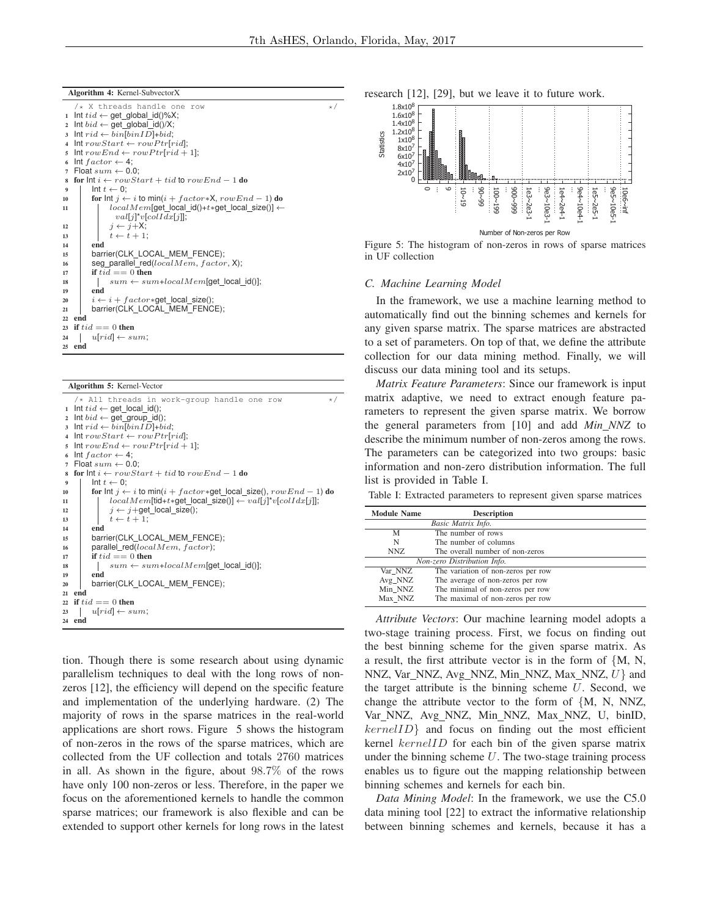**Algorithm 4:** Kernel-SubvectorX

```
   /* X threads handle one row                                    */
1  Int tid ← get_global_id()%X;
2  Int bid ← get_global_id()/X;
3  Int rid ← bin[binID]+bid;
4  Int rowStart ← rowPtr[rid];
5  Int rowEnd ← rowPtr[rid + 1];
6  Int factor ← 4;
7  Float sum ← 0.0;
8  for Int i ← rowStart + tid to rowEnd − 1 do
9      Int t ← 0;
10     for Int j ← i to min(i + factor*X, rowEnd − 1) do
11         localMem[get_local_id()+t*get_local_size()] ←
             val[j]*v[colIdx[j]];
12         j ← j+X;
13         t ← t + 1;
14     end
15     barrier(CLK_LOCAL_MEM_FENCE);
16     seg_parallel_red(localMem, factor, X);
17     if tid == 0 then
18         sum ← sum+localMem[get_local_id()];
19     end
20     i ← i + factor*get_local_size();
21     barrier(CLK_LOCAL_MEM_FENCE);
22 end
23 if tid == 0 then
24     u[rid] ← sum;
25 end
```

**Algorithm 5:** Kernel-Vector

```
   /* All threads in work-group handle one row                    */
1  Int tid ← get_local_id();
2  Int bid ← get_group_id();
3  Int rid ← bin[binID]+bid;
4  Int rowStart ← rowPtr[rid];
5  Int rowEnd ← rowPtr[rid + 1];
6  Int factor ← 4;
7  Float sum ← 0.0;
8  for Int i ← rowStart + tid to rowEnd − 1 do
9      Int t ← 0;
10     for Int j ← i to min(i + factor*get_local_size(), rowEnd − 1) do
11         localMem[tid+t*get_local_size()] ← val[j]*v[colIdx[j]];
12         j ← j+get_local_size();
13         t ← t + 1;
14     end
15     barrier(CLK_LOCAL_MEM_FENCE);
16     parallel_red(localMem, factor);
17     if tid == 0 then
18         sum ← sum+localMem[get_local_id()];
19     end
20     barrier(CLK_LOCAL_MEM_FENCE);
21 end
22 if tid == 0 then
23     u[rid] ← sum;
24 end
```

tion. Though there is some research about using dynamic parallelism techniques to deal with the long rows of non-zeros [12], the efficiency will depend on the specific feature and implementation of the underlying hardware. (2) The majority of rows in the sparse matrices in the real-world applications are short rows. Figure 5 shows the histogram of non-zeros in the rows of the sparse matrices, which are collected from the UF collection and totals 2760 matrices in all. As shown in the figure, about 98.7% of the rows have only 100 non-zeros or less. Therefore, in the paper we focus on the aforementioned kernels to handle the common sparse matrices; our framework is also flexible and can be extended to support other kernels for long rows in the latest research [12], [29], but we leave it to future work.

Figure 5: The histogram of non-zeros in rows of sparse matrices in UF collection

### C. Machine Learning Model

In the framework, we use a machine learning method to automatically find out the binning schemes and kernels for any given sparse matrix. The sparse matrices are abstracted to a set of parameters. On top of that, we define the attribute collection for our data mining method. Finally, we will discuss our data mining tool and its setups.

*Matrix Feature Parameters*: Since our framework is input matrix adaptive, we need to extract enough feature parameters to represent the given sparse matrix. We borrow the general parameters from [10] and add *Min_NNZ* to describe the minimum number of non-zeros among the rows. The parameters can be categorized into two groups: basic information and non-zero distribution information. The full list is provided in Table I.

Table I: Extracted parameters to represent given sparse matrices

| Module Name | Description |
|---|---|
| *Basic Matrix Info.* | |
| M | The number of rows |
| N | The number of columns |
| NNZ | The overall number of non-zeros |
| *Non-zero Distribution Info.* | |
| Var_NNZ | The variation of non-zeros per row |
| Avg_NNZ | The average of non-zeros per row |
| Min_NNZ | The minimal of non-zeros per row |
| Max_NNZ | The maximal of non-zeros per row |

*Attribute Vectors*: Our machine learning model adopts a two-stage training process. First, we focus on finding out the best binning scheme for the given sparse matrix. As a result, the first attribute vector is in the form of {M, N, NNZ, Var_NNZ, Avg_NNZ, Min_NNZ, Max_NNZ, $U$} and the target attribute is the binning scheme $U$. Second, we change the attribute vector to the form of {M, N, NNZ, Var_NNZ, Avg_NNZ, Min_NNZ, Max_NNZ, U, binID, $kernelID$} and focus on finding out the most efficient kernel $kernelID$ for each bin of the given sparse matrix under the binning scheme $U$. The two-stage training process enables us to figure out the mapping relationship between binning schemes and kernels for each bin.

*Data Mining Model*: In the framework, we use the C5.0 data mining tool [22] to extract the informative relationship between binning schemes and kernels, because it has a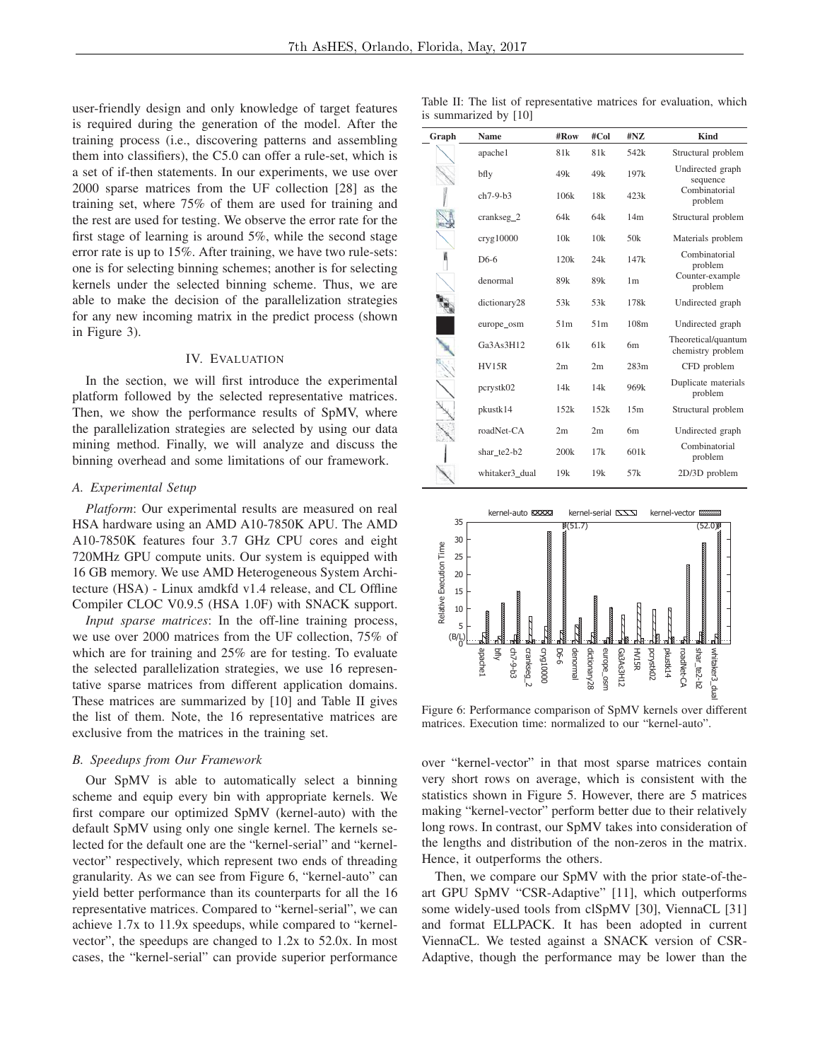user-friendly design and only knowledge of target features is required during the generation of the model. After the training process (i.e., discovering patterns and assembling them into classifiers), the C5.0 can offer a rule-set, which is a set of if-then statements. In our experiments, we use over 2000 sparse matrices from the UF collection [28] as the training set, where 75% of them are used for training and the rest are used for testing. We observe the error rate for the first stage of learning is around 5%, while the second stage error rate is up to 15%. After training, we have two rule-sets: one is for selecting binning schemes; another is for selecting kernels under the selected binning scheme. Thus, we are able to make the decision of the parallelization strategies for any new incoming matrix in the predict process (shown in Figure 3).

## IV. Evaluation

In the section, we will first introduce the experimental platform followed by the selected representative matrices. Then, we show the performance results of SpMV, where the parallelization strategies are selected by using our data mining method. Finally, we will analyze and discuss the binning overhead and some limitations of our framework.

### A. Experimental Setup

*Platform*: Our experimental results are measured on real HSA hardware using an AMD A10-7850K APU. The AMD A10-7850K features four 3.7 GHz CPU cores and eight 720MHz GPU compute units. Our system is equipped with 16 GB memory. We use AMD Heterogeneous System Architecture (HSA) - Linux amdkfd v1.4 release, and CL Offline Compiler CLOC V0.9.5 (HSA 1.0F) with SNACK support.

*Input sparse matrices*: In the off-line training process, we use over 2000 matrices from the UF collection, 75% of which are for training and 25% are for testing. To evaluate the selected parallelization strategies, we use 16 representative sparse matrices from different application domains. These matrices are summarized by [10] and Table II gives the list of them. Note, the 16 representative matrices are exclusive from the matrices in the training set.

### B. Speedups from Our Framework

Our SpMV is able to automatically select a binning scheme and equip every bin with appropriate kernels. We first compare our optimized SpMV (kernel-auto) with the default SpMV using only one single kernel. The kernels selected for the default one are the "kernel-serial" and "kernel-vector" respectively, which represent two ends of threading granularity. As we can see from Figure 6, "kernel-auto" can yield better performance than its counterparts for all the 16 representative matrices. Compared to "kernel-serial", we can achieve 1.7x to 11.9x speedups, while compared to "kernel-vector", the speedups are changed to 1.2x to 52.0x. In most cases, the "kernel-serial" can provide superior performance over "kernel-vector" in that most sparse matrices contain very short rows on average, which is consistent with the statistics shown in Figure 5. However, there are 5 matrices making "kernel-vector" perform better due to their relatively long rows. In contrast, our SpMV takes into consideration of the lengths and distribution of the non-zeros in the matrix. Hence, it outperforms the others.

Then, we compare our SpMV with the prior state-of-the-art GPU SpMV "CSR-Adaptive" [11], which outperforms some widely-used tools from clSpMV [30], ViennaCL [31] and format ELLPACK. It has been adopted in current ViennaCL. We tested against a SNACK version of CSR-Adaptive, though the performance may be lower than the

Table II: The list of representative matrices for evaluation, which is summarized by [10]

| Graph | Name | #Row | #Col | #NZ | Kind |
|---|---|---|---|---|---|
| | apache1 | 81k | 81k | 542k | Structural problem |
| | bfly | 49k | 49k | 197k | Undirected graph sequence |
| | ch7-9-b3 | 106k | 18k | 423k | Combinatorial problem |
| | crankseg_2 | 64k | 64k | 14m | Structural problem |
| | cryg10000 | 10k | 10k | 50k | Materials problem |
| | D6-6 | 120k | 24k | 147k | Combinatorial problem |
| | denormal | 89k | 89k | 1m | Counter-example problem |
| | dictionary28 | 53k | 53k | 178k | Undirected graph |
| | europe_osm | 51m | 51m | 108m | Undirected graph |
| | Ga3As3H12 | 61k | 61k | 6m | Theoretical/quantum chemistry problem |
| | HV15R | 2m | 2m | 283m | CFD problem |
| | pcrystk02 | 14k | 14k | 969k | Duplicate materials problem |
| | pkustk14 | 152k | 152k | 15m | Structural problem |
| | roadNet-CA | 2m | 2m | 6m | Undirected graph |
| | shar_te2-b2 | 200k | 17k | 601k | Combinatorial problem |
| | whitaker3_dual | 19k | 19k | 57k | 2D/3D problem |

Figure 6: Performance comparison of SpMV kernels over different matrices. Execution time: normalized to our "kernel-auto".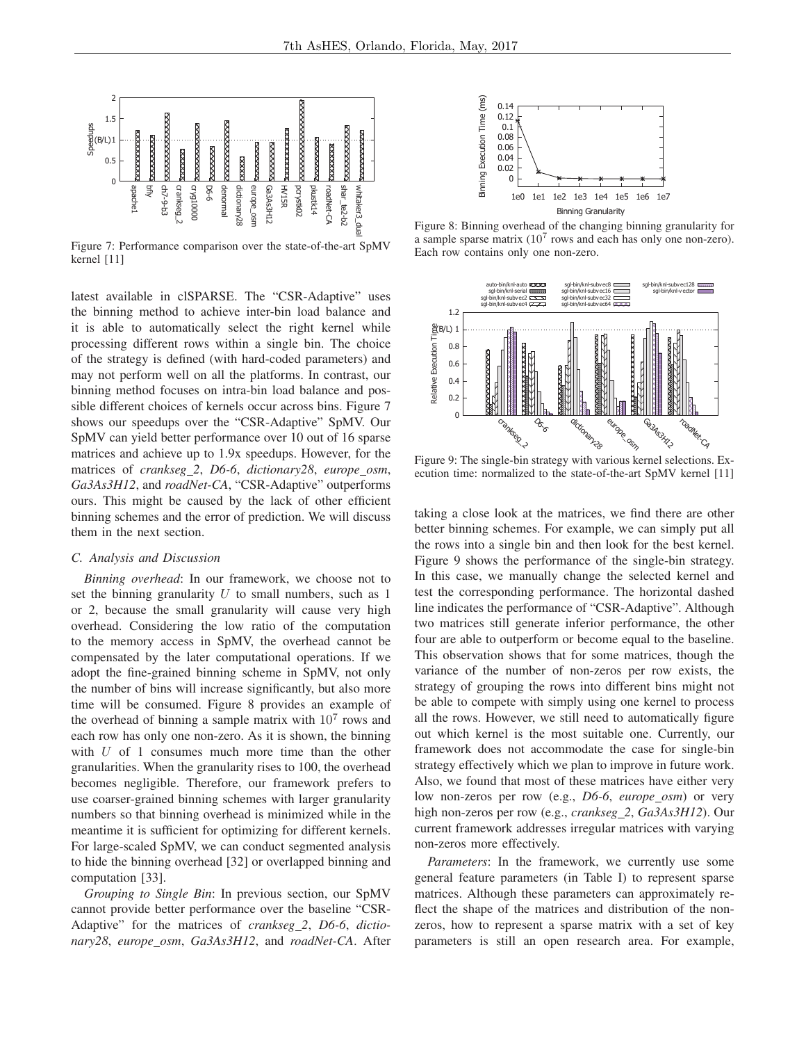Figure 7: Performance comparison over the state-of-the-art SpMV kernel [11]

latest available in clSPARSE. The "CSR-Adaptive" uses the binning method to achieve inter-bin load balance and it is able to automatically select the right kernel while processing different rows within a single bin. The choice of the strategy is defined (with hard-coded parameters) and may not perform well on all the platforms. In contrast, our binning method focuses on intra-bin load balance and possible different choices of kernels occur across bins. Figure 7 shows our speedups over the "CSR-Adaptive" SpMV. Our SpMV can yield better performance over 10 out of 16 sparse matrices and achieve up to 1.9x speedups. However, for the matrices of *crankseg_2*, *D6-6*, *dictionary28*, *europe_osm*, *Ga3As3H12*, and *roadNet-CA*, "CSR-Adaptive" outperforms ours. This might be caused by the lack of other efficient binning schemes and the error of prediction. We will discuss them in the next section.

### C. Analysis and Discussion

*Binning overhead*: In our framework, we choose not to set the binning granularity $U$ to small numbers, such as 1 or 2, because the small granularity will cause very high overhead. Considering the low ratio of the computation to the memory access in SpMV, the overhead cannot be compensated by the later computational operations. If we adopt the fine-grained binning scheme in SpMV, not only the number of bins will increase significantly, but also more time will be consumed. Figure 8 provides an example of the overhead of binning a sample matrix with $10^7$ rows and each row has only one non-zero. As it is shown, the binning with $U$ of 1 consumes much more time than the other granularities. When the granularity rises to 100, the overhead becomes negligible. Therefore, our framework prefers to use coarser-grained binning schemes with larger granularity numbers so that binning overhead is minimized while in the meantime it is sufficient for optimizing for different kernels. For large-scaled SpMV, we can conduct segmented analysis to hide the binning overhead [32] or overlapped binning and computation [33].

*Grouping to Single Bin*: In previous section, our SpMV cannot provide better performance over the baseline "CSR-Adaptive" for the matrices of *crankseg_2*, *D6-6*, *dictionary28*, *europe_osm*, *Ga3As3H12*, and *roadNet-CA*. After

Figure 8: Binning overhead of the changing binning granularity for a sample sparse matrix ($10^7$ rows and each has only one non-zero). Each row contains only one non-zero.

Figure 9: The single-bin strategy with various kernel selections. Execution time: normalized to the state-of-the-art SpMV kernel [11]

taking a close look at the matrices, we find there are other better binning schemes. For example, we can simply put all the rows into a single bin and then look for the best kernel. Figure 9 shows the performance of the single-bin strategy. In this case, we manually change the selected kernel and test the corresponding performance. The horizontal dashed line indicates the performance of "CSR-Adaptive". Although two matrices still generate inferior performance, the other four are able to outperform or become equal to the baseline. This observation shows that for some matrices, though the variance of the number of non-zeros per row exists, the strategy of grouping the rows into different bins might not be able to compete with simply using one kernel to process all the rows. However, we still need to automatically figure out which kernel is the most suitable one. Currently, our framework does not accommodate the case for single-bin strategy effectively which we plan to improve in future work. Also, we found that most of these matrices have either very low non-zeros per row (e.g., *D6-6*, *europe_osm*) or very high non-zeros per row (e.g., *crankseg_2*, *Ga3As3H12*). Our current framework addresses irregular matrices with varying non-zeros more effectively.

*Parameters*: In the framework, we currently use some general feature parameters (in Table I) to represent sparse matrices. Although these parameters can approximately reflect the shape of the matrices and distribution of the non-zeros, how to represent a sparse matrix with a set of key parameters is still an open research area. For example,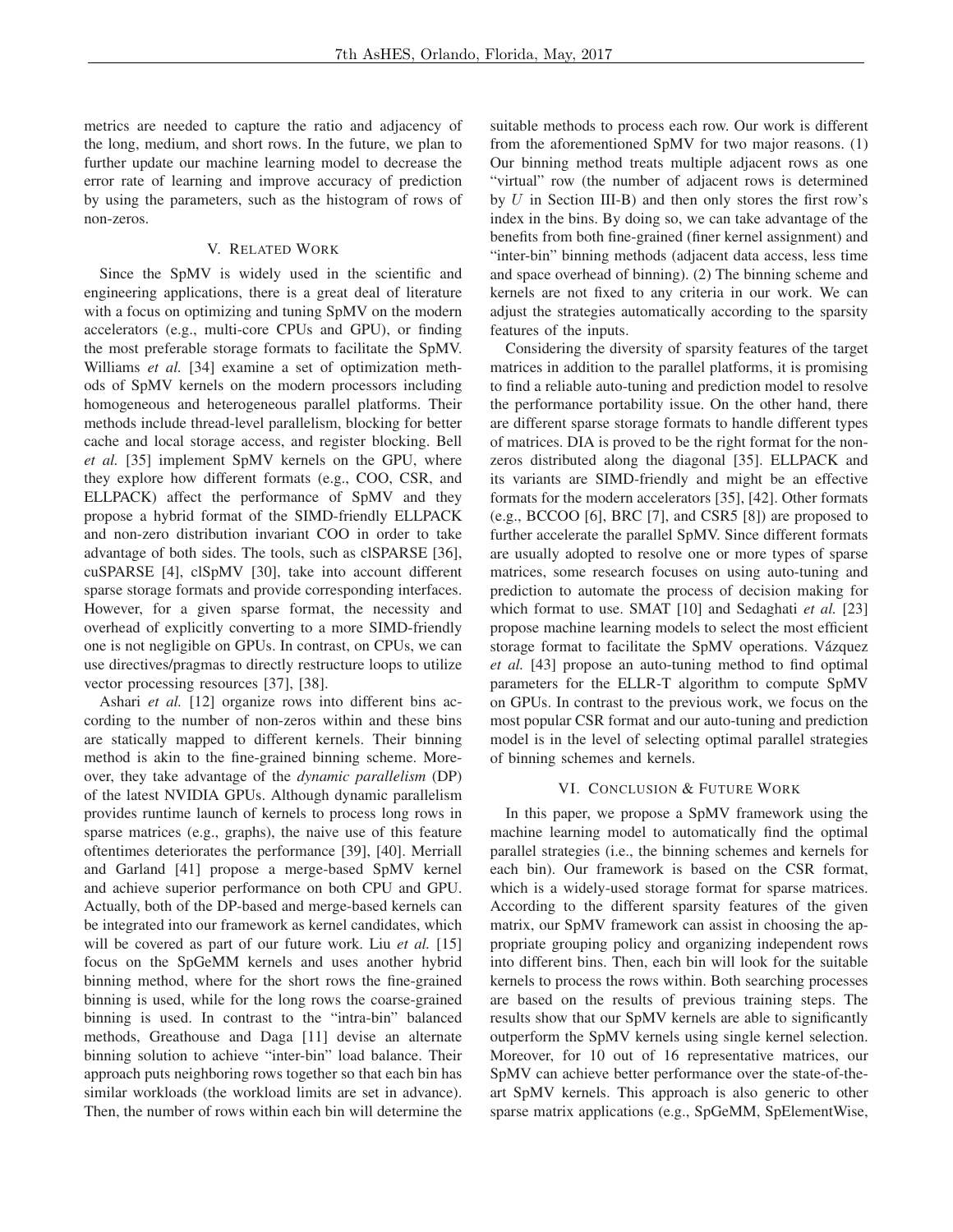metrics are needed to capture the ratio and adjacency of the long, medium, and short rows. In the future, we plan to further update our machine learning model to decrease the error rate of learning and improve accuracy of prediction by using the parameters, such as the histogram of rows of non-zeros.

## V. Related Work

Since the SpMV is widely used in the scientific and engineering applications, there is a great deal of literature with a focus on optimizing and tuning SpMV on the modern accelerators (e.g., multi-core CPUs and GPU), or finding the most preferable storage formats to facilitate the SpMV. Williams *et al.* [34] examine a set of optimization methods of SpMV kernels on the modern processors including homogeneous and heterogeneous parallel platforms. Their methods include thread-level parallelism, blocking for better cache and local storage access, and register blocking. Bell *et al.* [35] implement SpMV kernels on the GPU, where they explore how different formats (e.g., COO, CSR, and ELLPACK) affect the performance of SpMV and they propose a hybrid format of the SIMD-friendly ELLPACK and non-zero distribution invariant COO in order to take advantage of both sides. The tools, such as clSPARSE [36], cuSPARSE [4], clSpMV [30], take into account different sparse storage formats and provide corresponding interfaces. However, for a given sparse format, the necessity and overhead of explicitly converting to a more SIMD-friendly one is not negligible on GPUs. In contrast, on CPUs, we can use directives/pragmas to directly restructure loops to utilize vector processing resources [37], [38].

Ashari *et al.* [12] organize rows into different bins according to the number of non-zeros within and these bins are statically mapped to different kernels. Their binning method is akin to the fine-grained binning scheme. Moreover, they take advantage of the *dynamic parallelism* (DP) of the latest NVIDIA GPUs. Although dynamic parallelism provides runtime launch of kernels to process long rows in sparse matrices (e.g., graphs), the naive use of this feature oftentimes deteriorates the performance [39], [40]. Merriall and Garland [41] propose a merge-based SpMV kernel and achieve superior performance on both CPU and GPU. Actually, both of the DP-based and merge-based kernels can be integrated into our framework as kernel candidates, which will be covered as part of our future work. Liu *et al.* [15] focus on the SpGeMM kernels and uses another hybrid binning method, where for the short rows the fine-grained binning is used, while for the long rows the coarse-grained binning is used. In contrast to the "intra-bin" balanced methods, Greathouse and Daga [11] devise an alternate binning solution to achieve "inter-bin" load balance. Their approach puts neighboring rows together so that each bin has similar workloads (the workload limits are set in advance). Then, the number of rows within each bin will determine the suitable methods to process each row. Our work is different from the aforementioned SpMV for two major reasons. (1) Our binning method treats multiple adjacent rows as one "virtual" row (the number of adjacent rows is determined by $U$ in Section III-B) and then only stores the first row's index in the bins. By doing so, we can take advantage of the benefits from both fine-grained (finer kernel assignment) and "inter-bin" binning methods (adjacent data access, less time and space overhead of binning). (2) The binning scheme and kernels are not fixed to any criteria in our work. We can adjust the strategies automatically according to the sparsity features of the inputs.

Considering the diversity of sparsity features of the target matrices in addition to the parallel platforms, it is promising to find a reliable auto-tuning and prediction model to resolve the performance portability issue. On the other hand, there are different sparse storage formats to handle different types of matrices. DIA is proved to be the right format for the non-zeros distributed along the diagonal [35]. ELLPACK and its variants are SIMD-friendly and might be an effective formats for the modern accelerators [35], [42]. Other formats (e.g., BCCOO [6], BRC [7], and CSR5 [8]) are proposed to further accelerate the parallel SpMV. Since different formats are usually adopted to resolve one or more types of sparse matrices, some research focuses on using auto-tuning and prediction to automate the process of decision making for which format to use. SMAT [10] and Sedaghati *et al.* [23] propose machine learning models to select the most efficient storage format to facilitate the SpMV operations. Vázquez *et al.* [43] propose an auto-tuning method to find optimal parameters for the ELLR-T algorithm to compute SpMV on GPUs. In contrast to the previous work, we focus on the most popular CSR format and our auto-tuning and prediction model is in the level of selecting optimal parallel strategies of binning schemes and kernels.

## VI. Conclusion & Future Work

In this paper, we propose a SpMV framework using the machine learning model to automatically find the optimal parallel strategies (i.e., the binning schemes and kernels for each bin). Our framework is based on the CSR format, which is a widely-used storage format for sparse matrices. According to the different sparsity features of the given matrix, our SpMV framework can assist in choosing the appropriate grouping policy and organizing independent rows into different bins. Then, each bin will look for the suitable kernels to process the rows within. Both searching processes are based on the results of previous training steps. The results show that our SpMV kernels are able to significantly outperform the SpMV kernels using single kernel selection. Moreover, for 10 out of 16 representative matrices, our SpMV can achieve better performance over the state-of-the-art SpMV kernels. This approach is also generic to other sparse matrix applications (e.g., SpGeMM, SpElementWise,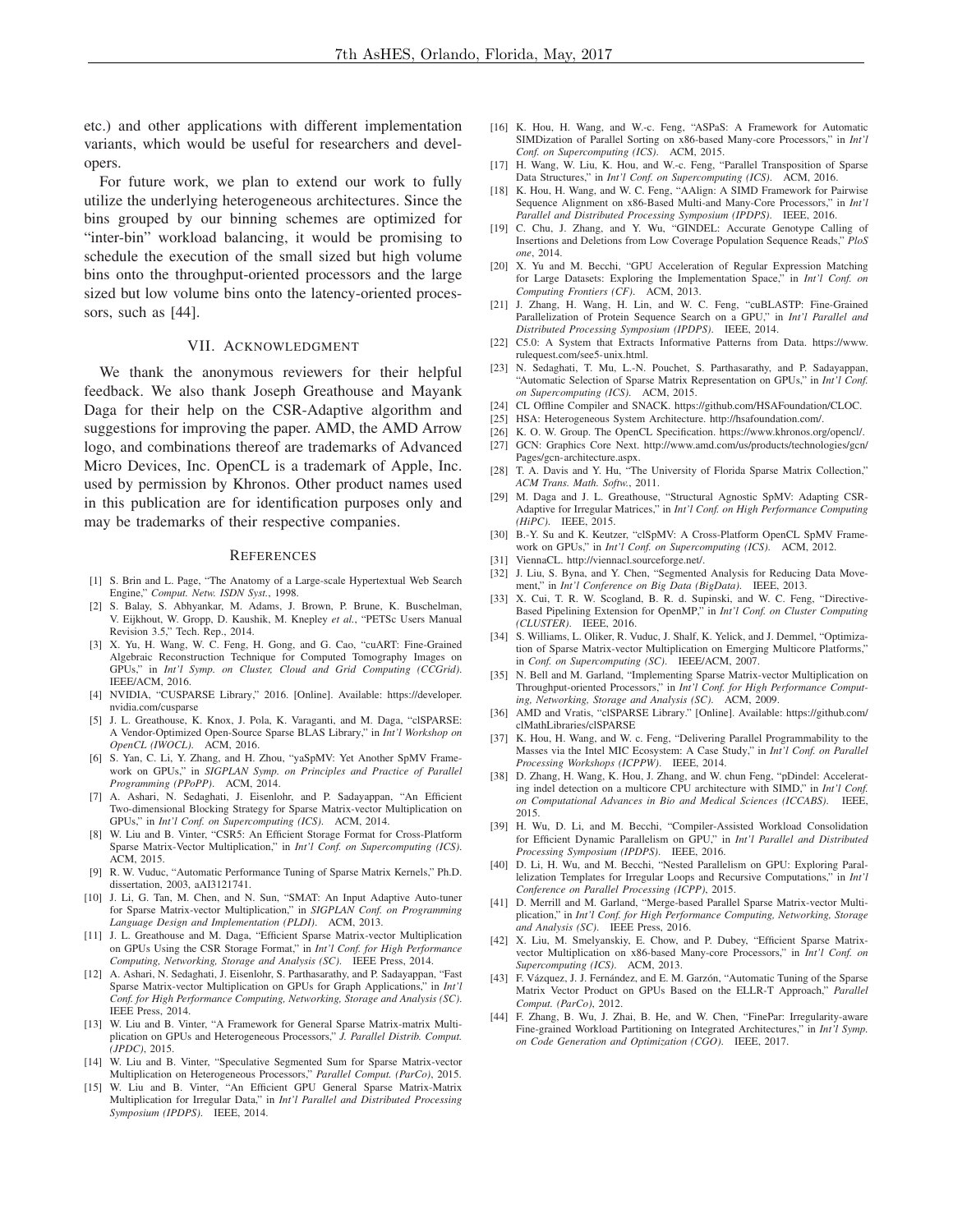etc.) and other applications with different implementation variants, which would be useful for researchers and developers.

For future work, we plan to extend our work to fully utilize the underlying heterogeneous architectures. Since the bins grouped by our binning schemes are optimized for "inter-bin" workload balancing, it would be promising to schedule the execution of the small sized but high volume bins onto the throughput-oriented processors and the large sized but low volume bins onto the latency-oriented processors, such as [44].

## VII. Acknowledgment

We thank the anonymous reviewers for their helpful feedback. We also thank Joseph Greathouse and Mayank Daga for their help on the CSR-Adaptive algorithm and suggestions for improving the paper. AMD, the AMD Arrow logo, and combinations thereof are trademarks of Advanced Micro Devices, Inc. OpenCL is a trademark of Apple, Inc. used by permission by Khronos. Other product names used in this publication are for identification purposes only and may be trademarks of their respective companies.

## References

[1] S. Brin and L. Page, "The Anatomy of a Large-scale Hypertextual Web Search Engine," *Comput. Netw. ISDN Syst.*, 1998.

[2] S. Balay, S. Abhyankar, M. Adams, J. Brown, P. Brune, K. Buschelman, V. Eijkhout, W. Gropp, D. Kaushik, M. Knepley *et al.*, "PETSc Users Manual Revision 3.5," Tech. Rep., 2014.

[3] X. Yu, H. Wang, W. C. Feng, H. Gong, and G. Cao, "cuART: Fine-Grained Algebraic Reconstruction Technique for Computed Tomography Images on GPUs," in *Int'l Symp. on Cluster, Cloud and Grid Computing (CCGrid)*. IEEE/ACM, 2016.

[4] NVIDIA, "CUSPARSE Library," 2016. [Online]. Available: https://developer.nvidia.com/cusparse

[5] J. L. Greathouse, K. Knox, J. Pola, K. Varaganti, and M. Daga, "clSPARSE: A Vendor-Optimized Open-Source Sparse BLAS Library," in *Int'l Workshop on OpenCL (IWOCL)*. ACM, 2016.

[6] S. Yan, C. Li, Y. Zhang, and H. Zhou, "yaSpMV: Yet Another SpMV Framework on GPUs," in *SIGPLAN Symp. on Principles and Practice of Parallel Programming (PPoPP)*. ACM, 2014.

[7] A. Ashari, N. Sedaghati, J. Eisenlohr, and P. Sadayappan, "An Efficient Two-dimensional Blocking Strategy for Sparse Matrix-vector Multiplication on GPUs," in *Int'l Conf. on Supercomputing (ICS)*. ACM, 2014.

[8] W. Liu and B. Vinter, "CSR5: An Efficient Storage Format for Cross-Platform Sparse Matrix-Vector Multiplication," in *Int'l Conf. on Supercomputing (ICS)*. ACM, 2015.

[9] R. W. Vuduc, "Automatic Performance Tuning of Sparse Matrix Kernels," Ph.D. dissertation, 2003, aAI3121741.

[10] J. Li, G. Tan, M. Chen, and N. Sun, "SMAT: An Input Adaptive Auto-tuner for Sparse Matrix-vector Multiplication," in *SIGPLAN Conf. on Programming Language Design and Implementation (PLDI)*. ACM, 2013.

[11] J. L. Greathouse and M. Daga, "Efficient Sparse Matrix-vector Multiplication on GPUs Using the CSR Storage Format," in *Int'l Conf. for High Performance Computing, Networking, Storage and Analysis (SC)*. IEEE Press, 2014.

[12] A. Ashari, N. Sedaghati, J. Eisenlohr, S. Parthasarathy, and P. Sadayappan, "Fast Sparse Matrix-vector Multiplication on GPUs for Graph Applications," in *Int'l Conf. for High Performance Computing, Networking, Storage and Analysis (SC)*. IEEE Press, 2014.

[13] W. Liu and B. Vinter, "A Framework for General Sparse Matrix-matrix Multiplication on GPUs and Heterogeneous Processors," *J. Parallel Distrib. Comput. (JPDC)*, 2015.

[14] W. Liu and B. Vinter, "Speculative Segmented Sum for Sparse Matrix-vector Multiplication on Heterogeneous Processors," *Parallel Comput. (ParCo)*, 2015.

[15] W. Liu and B. Vinter, "An Efficient GPU General Sparse Matrix-Matrix Multiplication for Irregular Data," in *Int'l Parallel and Distributed Processing Symposium (IPDPS)*. IEEE, 2014.

[16] K. Hou, H. Wang, and W.-c. Feng, "ASPaS: A Framework for Automatic SIMDization of Parallel Sorting on x86-based Many-core Processors," in *Int'l Conf. on Supercomputing (ICS)*. ACM, 2015.

[17] H. Wang, W. Liu, K. Hou, and W.-c. Feng, "Parallel Transposition of Sparse Data Structures," in *Int'l Conf. on Supercomputing (ICS)*. ACM, 2016.

[18] K. Hou, H. Wang, and W. C. Feng, "AAlign: A SIMD Framework for Pairwise Sequence Alignment on x86-Based Multi-and Many-Core Processors," in *Int'l Parallel and Distributed Processing Symposium (IPDPS)*. IEEE, 2016.

[19] C. Chu, J. Zhang, and Y. Wu, "GINDEL: Accurate Genotype Calling of Insertions and Deletions from Low Coverage Population Sequence Reads," *PloS one*, 2014.

[20] X. Yu and M. Becchi, "GPU Acceleration of Regular Expression Matching for Large Datasets: Exploring the Implementation Space," in *Int'l Conf. on Computing Frontiers (CF)*. ACM, 2013.

[21] J. Zhang, H. Wang, H. Lin, and W. C. Feng, "cuBLASTP: Fine-Grained Parallelization of Protein Sequence Search on a GPU," in *Int'l Parallel and Distributed Processing Symposium (IPDPS)*. IEEE, 2014.

[22] C5.0: A System that Extracts Informative Patterns from Data. https://www.rulequest.com/see5-unix.html.

[23] N. Sedaghati, T. Mu, L.-N. Pouchet, S. Parthasarathy, and P. Sadayappan, "Automatic Selection of Sparse Matrix Representation on GPUs," in *Int'l Conf. on Supercomputing (ICS)*. ACM, 2015.

[24] CL Offline Compiler and SNACK. https://github.com/HSAFoundation/CLOC.

[25] HSA: Heterogeneous System Architecture. http://hsafoundation.com/.

[26] K. O. W. Group. The OpenCL Specification. https://www.khronos.org/opencl/.

[27] GCN: Graphics Core Next. http://www.amd.com/us/products/technologies/gcn/Pages/gcn-architecture.aspx.

[28] T. A. Davis and Y. Hu, "The University of Florida Sparse Matrix Collection," *ACM Trans. Math. Softw.*, 2011.

[29] M. Daga and J. L. Greathouse, "Structural Agnostic SpMV: Adapting CSR-Adaptive for Irregular Matrices," in *Int'l Conf. on High Performance Computing (HiPC)*. IEEE, 2015.

[30] B.-Y. Su and K. Keutzer, "clSpMV: A Cross-Platform OpenCL SpMV Framework on GPUs," in *Int'l Conf. on Supercomputing (ICS)*. ACM, 2012.

[31] ViennaCL. http://viennacl.sourceforge.net/.

[32] J. Liu, S. Byna, and Y. Chen, "Segmented Analysis for Reducing Data Movement," in *Int'l Conference on Big Data (BigData)*. IEEE, 2013.

[33] X. Cui, T. R. W. Scogland, B. R. d. Supinski, and W. C. Feng, "Directive-Based Pipelining Extension for OpenMP," in *Int'l Conf. on Cluster Computing (CLUSTER)*. IEEE, 2016.

[34] S. Williams, L. Oliker, R. Vuduc, J. Shalf, K. Yelick, and J. Demmel, "Optimization of Sparse Matrix-vector Multiplication on Emerging Multicore Platforms," in *Conf. on Supercomputing (SC)*. IEEE/ACM, 2007.

[35] N. Bell and M. Garland, "Implementing Sparse Matrix-vector Multiplication on Throughput-oriented Processors," in *Int'l Conf. for High Performance Computing, Networking, Storage and Analysis (SC)*. ACM, 2009.

[36] AMD and Vratis, "clSPARSE Library." [Online]. Available: https://github.com/clMathLibraries/clSPARSE

[37] K. Hou, H. Wang, and W. c. Feng, "Delivering Parallel Programmability to the Masses via the Intel MIC Ecosystem: A Case Study," in *Int'l Conf. on Parallel Processing Workshops (ICPPW)*. IEEE, 2014.

[38] D. Zhang, H. Wang, K. Hou, J. Zhang, and W. chun Feng, "pDindel: Accelerating indel detection on a multicore CPU architecture with SIMD," in *Int'l Conf. on Computational Advances in Bio and Medical Sciences (ICCABS)*. IEEE, 2015.

[39] H. Wu, D. Li, and M. Becchi, "Compiler-Assisted Workload Consolidation for Efficient Dynamic Parallelism on GPU," in *Int'l Parallel and Distributed Processing Symposium (IPDPS)*. IEEE, 2016.

[40] D. Li, H. Wu, and M. Becchi, "Nested Parallelism on GPU: Exploring Parallelization Templates for Irregular Loops and Recursive Computations," in *Int'l Conference on Parallel Processing (ICPP)*, 2015.

[41] D. Merrill and M. Garland, "Merge-based Parallel Sparse Matrix-vector Multiplication," in *Int'l Conf. for High Performance Computing, Networking, Storage and Analysis (SC)*. IEEE Press, 2016.

[42] X. Liu, M. Smelyanskiy, E. Chow, and P. Dubey, "Efficient Sparse Matrix-vector Multiplication on x86-based Many-core Processors," in *Int'l Conf. on Supercomputing (ICS)*. ACM, 2013.

[43] F. Vázquez, J. J. Fernández, and E. M. Garzón, "Automatic Tuning of the Sparse Matrix Vector Product on GPUs Based on the ELLR-T Approach," *Parallel Comput. (ParCo)*, 2012.

[44] F. Zhang, B. Wu, J. Zhai, B. He, and W. Chen, "FinePar: Irregularity-aware Fine-grained Workload Partitioning on Integrated Architectures," in *Int'l Symp. on Code Generation and Optimization (CGO)*. IEEE, 2017.